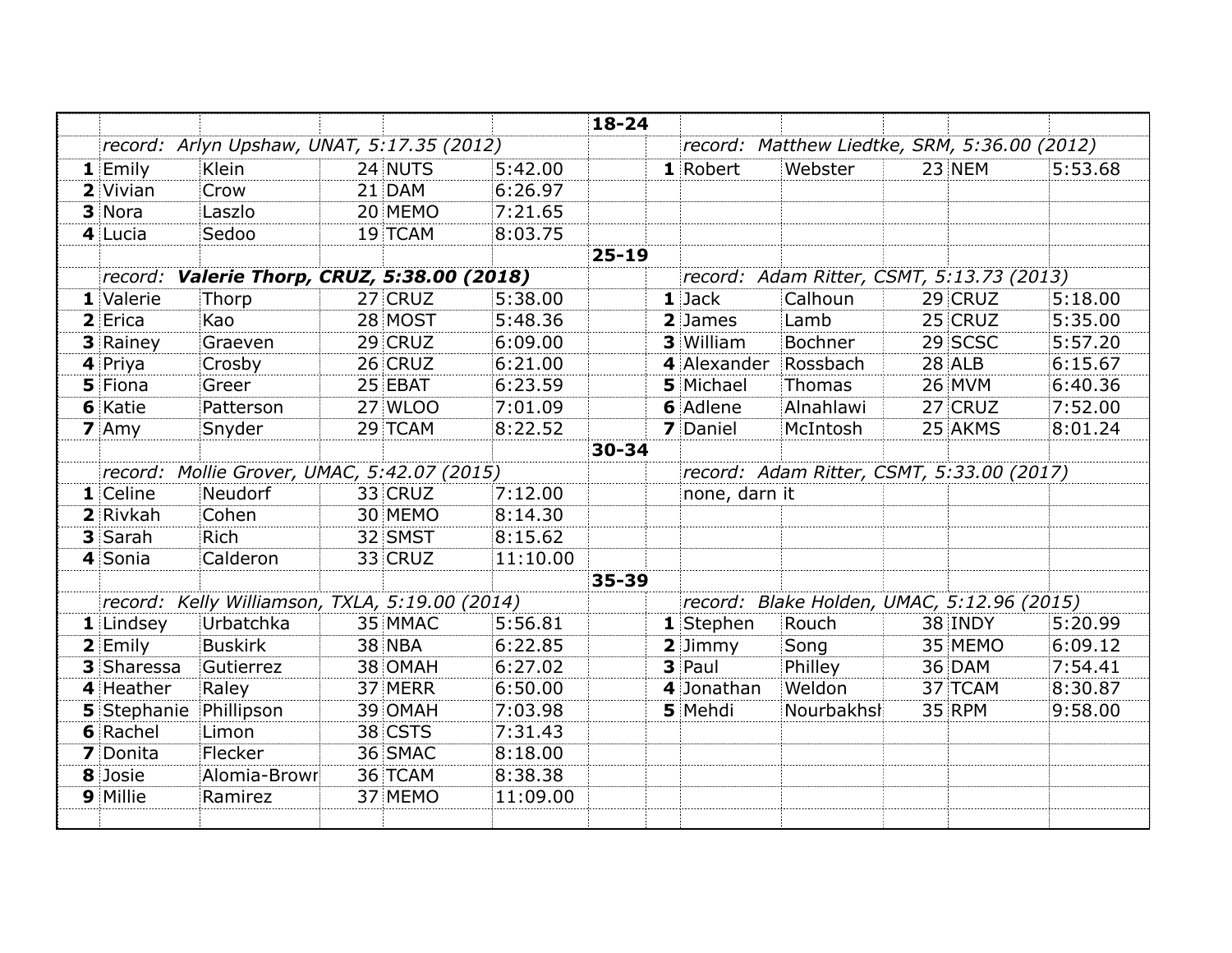| | | | | | | | | | | | | |
|---|---|---|---|---|---|---|---|---|---|---|---|---|
| | | | | | | **18-24** | | | | | | |
| | *record: Arlyn Upshaw, UNAT, 5:17.35 (2012)* | | | | | | | *record: Matthew Liedtke, SRM, 5:36.00 (2012)* | | | | |
| **1** | Emily | Klein | 24 | NUTS | 5:42.00 | | **1** | Robert | Webster | 23 | NEM | 5:53.68 |
| **2** | Vivian | Crow | 21 | DAM | 6:26.97 | | | | | | | |
| **3** | Nora | Laszlo | 20 | MEMO | 7:21.65 | | | | | | | |
| **4** | Lucia | Sedoo | 19 | TCAM | 8:03.75 | | | | | | | |
| | | | | | | **25-19** | | | | | | |
| | *record: **Valerie Thorp, CRUZ, 5:38.00 (2018)*** | | | | | | | *record: Adam Ritter, CSMT, 5:13.73 (2013)* | | | | |
| **1** | Valerie | Thorp | 27 | CRUZ | 5:38.00 | | **1** | Jack | Calhoun | 29 | CRUZ | 5:18.00 |
| **2** | Erica | Kao | 28 | MOST | 5:48.36 | | **2** | James | Lamb | 25 | CRUZ | 5:35.00 |
| **3** | Rainey | Graeven | 29 | CRUZ | 6:09.00 | | **3** | William | Bochner | 29 | SCSC | 5:57.20 |
| **4** | Priya | Crosby | 26 | CRUZ | 6:21.00 | | **4** | Alexander | Rossbach | 28 | ALB | 6:15.67 |
| **5** | Fiona | Greer | 25 | EBAT | 6:23.59 | | **5** | Michael | Thomas | 26 | MVM | 6:40.36 |
| **6** | Katie | Patterson | 27 | WLOO | 7:01.09 | | **6** | Adlene | Alnahlawi | 27 | CRUZ | 7:52.00 |
| **7** | Amy | Snyder | 29 | TCAM | 8:22.52 | | **7** | Daniel | McIntosh | 25 | AKMS | 8:01.24 |
| | | | | | | **30-34** | | | | | | |
| | *record: Mollie Grover, UMAC, 5:42.07 (2015)* | | | | | | | *record: Adam Ritter, CSMT, 5:33.00 (2017)* | | | | |
| **1** | Celine | Neudorf | 33 | CRUZ | 7:12.00 | | | none, darn it | | | | |
| **2** | Rivkah | Cohen | 30 | MEMO | 8:14.30 | | | | | | | |
| **3** | Sarah | Rich | 32 | SMST | 8:15.62 | | | | | | | |
| **4** | Sonia | Calderon | 33 | CRUZ | 11:10.00 | | | | | | | |
| | | | | | | **35-39** | | | | | | |
| | *record: Kelly Williamson, TXLA, 5:19.00 (2014)* | | | | | | | *record: Blake Holden, UMAC, 5:12.96 (2015)* | | | | |
| **1** | Lindsey | Urbatchka | 35 | MMAC | 5:56.81 | | **1** | Stephen | Rouch | 38 | INDY | 5:20.99 |
| **2** | Emily | Buskirk | 38 | NBA | 6:22.85 | | **2** | Jimmy | Song | 35 | MEMO | 6:09.12 |
| **3** | Sharessa | Gutierrez | 38 | OMAH | 6:27.02 | | **3** | Paul | Philley | 36 | DAM | 7:54.41 |
| **4** | Heather | Raley | 37 | MERR | 6:50.00 | | **4** | Jonathan | Weldon | 37 | TCAM | 8:30.87 |
| **5** | Stephanie | Phillipson | 39 | OMAH | 7:03.98 | | **5** | Mehdi | Nourbakhsl | 35 | RPM | 9:58.00 |
| **6** | Rachel | Limon | 38 | CSTS | 7:31.43 | | | | | | | |
| **7** | Donita | Flecker | 36 | SMAC | 8:18.00 | | | | | | | |
| **8** | Josie | Alomia-Browr | 36 | TCAM | 8:38.38 | | | | | | | |
| **9** | Millie | Ramirez | 37 | MEMO | 11:09.00 | | | | | | | |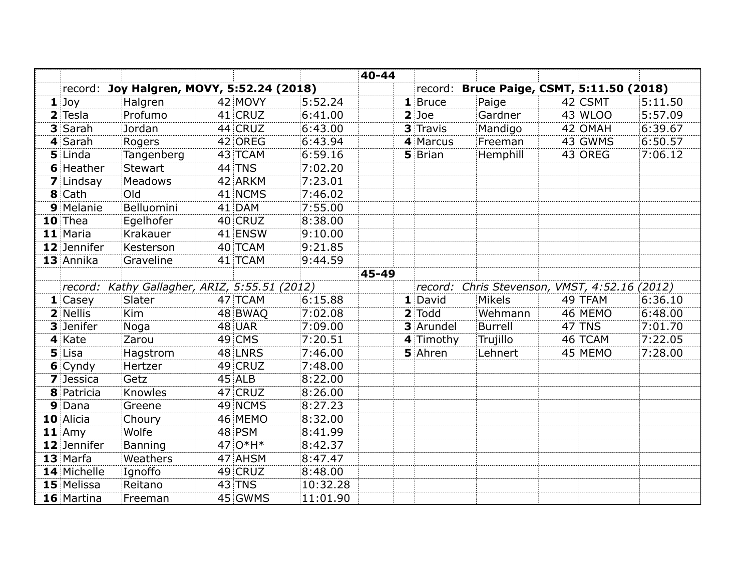| | | | | | | | | | | | | |
|---|---|---|---|---|---|---|---|---|---|---|---|---|
| | | | | | | **40-44** | | | | | | |
| | record: **Joy Halgren, MOVY, 5:52.24 (2018)** | | | | | | | record: **Bruce Paige, CSMT, 5:11.50 (2018)** | | | | |
| **1** | Joy | Halgren | 42 | MOVY | 5:52.24 | | **1** | Bruce | Paige | 42 | CSMT | 5:11.50 |
| **2** | Tesla | Profumo | 41 | CRUZ | 6:41.00 | | **2** | Joe | Gardner | 43 | WLOO | 5:57.09 |
| **3** | Sarah | Jordan | 44 | CRUZ | 6:43.00 | | **3** | Travis | Mandigo | 42 | OMAH | 6:39.67 |
| **4** | Sarah | Rogers | 42 | OREG | 6:43.94 | | **4** | Marcus | Freeman | 43 | GWMS | 6:50.57 |
| **5** | Linda | Tangenberg | 43 | TCAM | 6:59.16 | | **5** | Brian | Hemphill | 43 | OREG | 7:06.12 |
| **6** | Heather | Stewart | 44 | TNS | 7:02.20 | | | | | | | |
| **7** | Lindsay | Meadows | 42 | ARKM | 7:23.01 | | | | | | | |
| **8** | Cath | Old | 41 | NCMS | 7:46.02 | | | | | | | |
| **9** | Melanie | Belluomini | 41 | DAM | 7:55.00 | | | | | | | |
| **10** | Thea | Egelhofer | 40 | CRUZ | 8:38.00 | | | | | | | |
| **11** | Maria | Krakauer | 41 | ENSW | 9:10.00 | | | | | | | |
| **12** | Jennifer | Kesterson | 40 | TCAM | 9:21.85 | | | | | | | |
| **13** | Annika | Graveline | 41 | TCAM | 9:44.59 | | | | | | | |
| | | | | | | **45-49** | | | | | | |
| | *record: Kathy Gallagher, ARIZ, 5:55.51 (2012)* | | | | | | | *record: Chris Stevenson, VMST, 4:52.16 (2012)* | | | | |
| **1** | Casey | Slater | 47 | TCAM | 6:15.88 | | **1** | David | Mikels | 49 | TFAM | 6:36.10 |
| **2** | Nellis | Kim | 48 | BWAQ | 7:02.08 | | **2** | Todd | Wehmann | 46 | MEMO | 6:48.00 |
| **3** | Jenifer | Noga | 48 | UAR | 7:09.00 | | **3** | Arundel | Burrell | 47 | TNS | 7:01.70 |
| **4** | Kate | Zarou | 49 | CMS | 7:20.51 | | **4** | Timothy | Trujillo | 46 | TCAM | 7:22.05 |
| **5** | Lisa | Hagstrom | 48 | LNRS | 7:46.00 | | **5** | Ahren | Lehnert | 45 | MEMO | 7:28.00 |
| **6** | Cyndy | Hertzer | 49 | CRUZ | 7:48.00 | | | | | | | |
| **7** | Jessica | Getz | 45 | ALB | 8:22.00 | | | | | | | |
| **8** | Patricia | Knowles | 47 | CRUZ | 8:26.00 | | | | | | | |
| **9** | Dana | Greene | 49 | NCMS | 8:27.23 | | | | | | | |
| **10** | Alicia | Choury | 46 | MEMO | 8:32.00 | | | | | | | |
| **11** | Amy | Wolfe | 48 | PSM | 8:41.99 | | | | | | | |
| **12** | Jennifer | Banning | 47 | O*H* | 8:42.37 | | | | | | | |
| **13** | Marfa | Weathers | 47 | AHSM | 8:47.47 | | | | | | | |
| **14** | Michelle | Ignoffo | 49 | CRUZ | 8:48.00 | | | | | | | |
| **15** | Melissa | Reitano | 43 | TNS | 10:32.28 | | | | | | | |
| **16** | Martina | Freeman | 45 | GWMS | 11:01.90 | | | | | | | |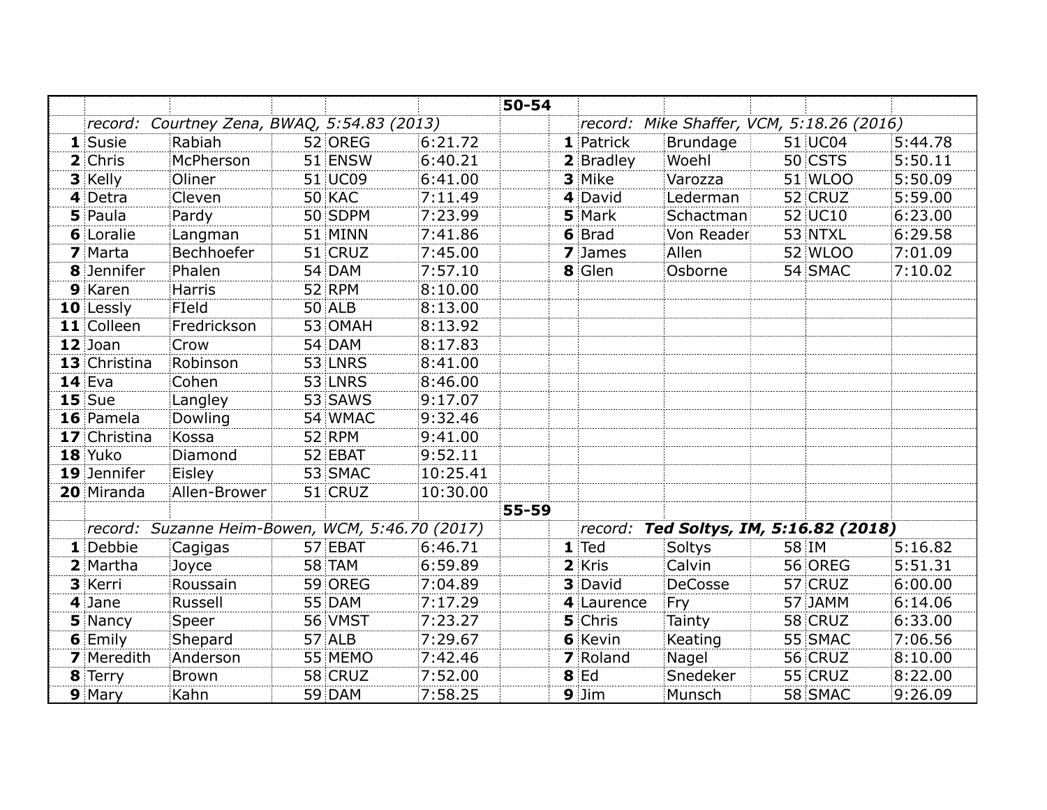| | | | | | | | | | | | |
|---|---|---|---|---|---|---|---|---|---|---|---|
| | | | | | 50-54 | | | | | | |
| | *record: Courtney Zena, BWAQ, 5:54.83 (2013)* | | | | | | *record: Mike Shaffer, VCM, 5:18.26 (2016)* | | | | |
| **1** | Susie | Rabiah | 52 | OREG | 6:21.72 | **1** | Patrick | Brundage | 51 | UC04 | 5:44.78 |
| **2** | Chris | McPherson | 51 | ENSW | 6:40.21 | **2** | Bradley | Woehl | 50 | CSTS | 5:50.11 |
| **3** | Kelly | Oliner | 51 | UC09 | 6:41.00 | **3** | Mike | Varozza | 51 | WLOO | 5:50.09 |
| **4** | Detra | Cleven | 50 | KAC | 7:11.49 | **4** | David | Lederman | 52 | CRUZ | 5:59.00 |
| **5** | Paula | Pardy | 50 | SDPM | 7:23.99 | **5** | Mark | Schactman | 52 | UC10 | 6:23.00 |
| **6** | Loralie | Langman | 51 | MINN | 7:41.86 | **6** | Brad | Von Reader | 53 | NTXL | 6:29.58 |
| **7** | Marta | Bechhoefer | 51 | CRUZ | 7:45.00 | **7** | James | Allen | 52 | WLOO | 7:01.09 |
| **8** | Jennifer | Phalen | 54 | DAM | 7:57.10 | **8** | Glen | Osborne | 54 | SMAC | 7:10.02 |
| **9** | Karen | Harris | 52 | RPM | 8:10.00 | | | | | | |
| **10** | Lessly | FIeld | 50 | ALB | 8:13.00 | | | | | | |
| **11** | Colleen | Fredrickson | 53 | OMAH | 8:13.92 | | | | | | |
| **12** | Joan | Crow | 54 | DAM | 8:17.83 | | | | | | |
| **13** | Christina | Robinson | 53 | LNRS | 8:41.00 | | | | | | |
| **14** | Eva | Cohen | 53 | LNRS | 8:46.00 | | | | | | |
| **15** | Sue | Langley | 53 | SAWS | 9:17.07 | | | | | | |
| **16** | Pamela | Dowling | 54 | WMAC | 9:32.46 | | | | | | |
| **17** | Christina | Kossa | 52 | RPM | 9:41.00 | | | | | | |
| **18** | Yuko | Diamond | 52 | EBAT | 9:52.11 | | | | | | |
| **19** | Jennifer | Eisley | 53 | SMAC | 10:25.41 | | | | | | |
| **20** | Miranda | Allen-Brower | 51 | CRUZ | 10:30.00 | | | | | | |
| | | | | | 55-59 | | | | | | |
| | *record: Suzanne Heim-Bowen, WCM, 5:46.70 (2017)* | | | | | | *record:* ***Ted Soltys, IM, 5:16.82 (2018)*** | | | | |
| **1** | Debbie | Cagigas | 57 | EBAT | 6:46.71 | **1** | Ted | Soltys | 58 | IM | 5:16.82 |
| **2** | Martha | Joyce | 58 | TAM | 6:59.89 | **2** | Kris | Calvin | 56 | OREG | 5:51.31 |
| **3** | Kerri | Roussain | 59 | OREG | 7:04.89 | **3** | David | DeCosse | 57 | CRUZ | 6:00.00 |
| **4** | Jane | Russell | 55 | DAM | 7:17.29 | **4** | Laurence | Fry | 57 | JAMM | 6:14.06 |
| **5** | Nancy | Speer | 56 | VMST | 7:23.27 | **5** | Chris | Tainty | 58 | CRUZ | 6:33.00 |
| **6** | Emily | Shepard | 57 | ALB | 7:29.67 | **6** | Kevin | Keating | 55 | SMAC | 7:06.56 |
| **7** | Meredith | Anderson | 55 | MEMO | 7:42.46 | **7** | Roland | Nagel | 56 | CRUZ | 8:10.00 |
| **8** | Terry | Brown | 58 | CRUZ | 7:52.00 | **8** | Ed | Snedeker | 55 | CRUZ | 8:22.00 |
| **9** | Mary | Kahn | 59 | DAM | 7:58.25 | **9** | Jim | Munsch | 58 | SMAC | 9:26.09 |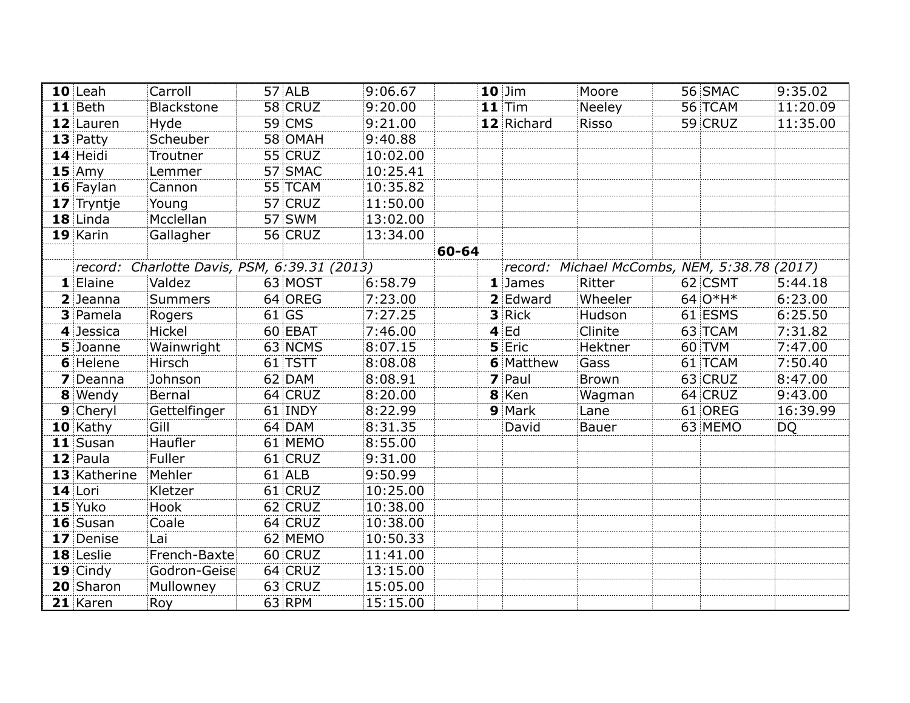| | | | | | | | | | | | | |
|---|---|---|---|---|---|---|---|---|---|---|---|---|
| **10** | Leah | Carroll | 57 | ALB | 9:06.67 | | **10** | Jim | Moore | 56 | SMAC | 9:35.02 |
| **11** | Beth | Blackstone | 58 | CRUZ | 9:20.00 | | **11** | Tim | Neeley | 56 | TCAM | 11:20.09 |
| **12** | Lauren | Hyde | 59 | CMS | 9:21.00 | | **12** | Richard | Risso | 59 | CRUZ | 11:35.00 |
| **13** | Patty | Scheuber | 58 | OMAH | 9:40.88 | | | | | | | |
| **14** | Heidi | Troutner | 55 | CRUZ | 10:02.00 | | | | | | | |
| **15** | Amy | Lemmer | 57 | SMAC | 10:25.41 | | | | | | | |
| **16** | Faylan | Cannon | 55 | TCAM | 10:35.82 | | | | | | | |
| **17** | Tryntje | Young | 57 | CRUZ | 11:50.00 | | | | | | | |
| **18** | Linda | Mcclellan | 57 | SWM | 13:02.00 | | | | | | | |
| **19** | Karin | Gallagher | 56 | CRUZ | 13:34.00 | | | | | | | |
| | | | | | | **60-64** | | | | | | |
| | *record: Charlotte Davis, PSM, 6:39.31 (2013)* | | | | | | | *record: Michael McCombs, NEM, 5:38.78 (2017)* | | | | |
| **1** | Elaine | Valdez | 63 | MOST | 6:58.79 | | **1** | James | Ritter | 62 | CSMT | 5:44.18 |
| **2** | Jeanna | Summers | 64 | OREG | 7:23.00 | | **2** | Edward | Wheeler | 64 | O*H* | 6:23.00 |
| **3** | Pamela | Rogers | 61 | GS | 7:27.25 | | **3** | Rick | Hudson | 61 | ESMS | 6:25.50 |
| **4** | Jessica | Hickel | 60 | EBAT | 7:46.00 | | **4** | Ed | Clinite | 63 | TCAM | 7:31.82 |
| **5** | Joanne | Wainwright | 63 | NCMS | 8:07.15 | | **5** | Eric | Hektner | 60 | TVM | 7:47.00 |
| **6** | Helene | Hirsch | 61 | TSTT | 8:08.08 | | **6** | Matthew | Gass | 61 | TCAM | 7:50.40 |
| **7** | Deanna | Johnson | 62 | DAM | 8:08.91 | | **7** | Paul | Brown | 63 | CRUZ | 8:47.00 |
| **8** | Wendy | Bernal | 64 | CRUZ | 8:20.00 | | **8** | Ken | Wagman | 64 | CRUZ | 9:43.00 |
| **9** | Cheryl | Gettelfinger | 61 | INDY | 8:22.99 | | **9** | Mark | Lane | 61 | OREG | 16:39.99 |
| **10** | Kathy | Gill | 64 | DAM | 8:31.35 | | | David | Bauer | 63 | MEMO | DQ |
| **11** | Susan | Haufler | 61 | MEMO | 8:55.00 | | | | | | | |
| **12** | Paula | Fuller | 61 | CRUZ | 9:31.00 | | | | | | | |
| **13** | Katherine | Mehler | 61 | ALB | 9:50.99 | | | | | | | |
| **14** | Lori | Kletzer | 61 | CRUZ | 10:25.00 | | | | | | | |
| **15** | Yuko | Hook | 62 | CRUZ | 10:38.00 | | | | | | | |
| **16** | Susan | Coale | 64 | CRUZ | 10:38.00 | | | | | | | |
| **17** | Denise | Lai | 62 | MEMO | 10:50.33 | | | | | | | |
| **18** | Leslie | French-Baxte | 60 | CRUZ | 11:41.00 | | | | | | | |
| **19** | Cindy | Godron-Geise | 64 | CRUZ | 13:15.00 | | | | | | | |
| **20** | Sharon | Mullowney | 63 | CRUZ | 15:05.00 | | | | | | | |
| **21** | Karen | Roy | 63 | RPM | 15:15.00 | | | | | | | |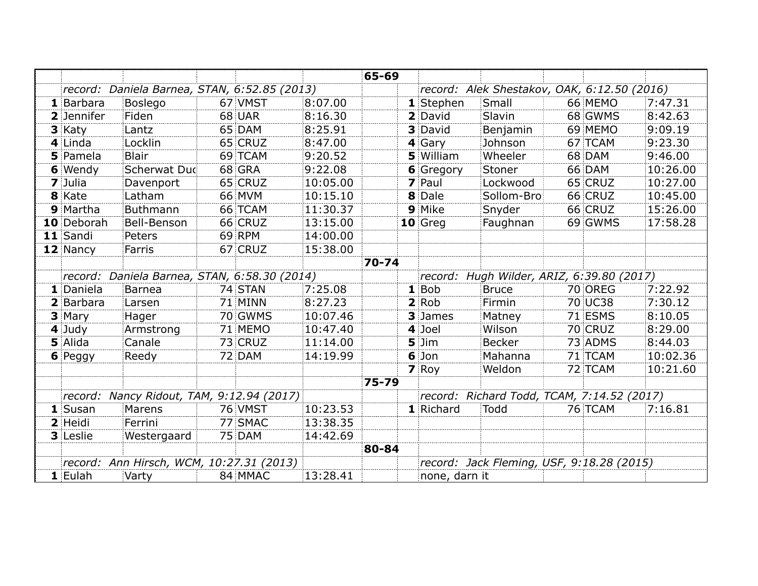| | | | | | | | | | | | | |
|---|---|---|---|---|---|---|---|---|---|---|---|---|
| | | | | | | **65-69** | | | | | | |
| | *record: Daniela Barnea, STAN, 6:52.85 (2013)* | | | | | | | *record: Alek Shestakov, OAK, 6:12.50 (2016)* | | | | |
| **1** | Barbara | Boslego | 67 | VMST | 8:07.00 | | **1** | Stephen | Small | 66 | MEMO | 7:47.31 |
| **2** | Jennifer | Fiden | 68 | UAR | 8:16.30 | | **2** | David | Slavin | 68 | GWMS | 8:42.63 |
| **3** | Katy | Lantz | 65 | DAM | 8:25.91 | | **3** | David | Benjamin | 69 | MEMO | 9:09.19 |
| **4** | Linda | Locklin | 65 | CRUZ | 8:47.00 | | **4** | Gary | Johnson | 67 | TCAM | 9:23.30 |
| **5** | Pamela | Blair | 69 | TCAM | 9:20.52 | | **5** | William | Wheeler | 68 | DAM | 9:46.00 |
| **6** | Wendy | Scherwat Duc | 68 | GRA | 9:22.08 | | **6** | Gregory | Stoner | 66 | DAM | 10:26.00 |
| **7** | Julia | Davenport | 65 | CRUZ | 10:05.00 | | **7** | Paul | Lockwood | 65 | CRUZ | 10:27.00 |
| **8** | Kate | Latham | 66 | MVM | 10:15.10 | | **8** | Dale | Sollom-Bro | 66 | CRUZ | 10:45.00 |
| **9** | Martha | Buthmann | 66 | TCAM | 11:30.37 | | **9** | Mike | Snyder | 66 | CRUZ | 15:26.00 |
| **10** | Deborah | Bell-Benson | 66 | CRUZ | 13:15.00 | | **10** | Greg | Faughnan | 69 | GWMS | 17:58.28 |
| **11** | Sandi | Peters | 69 | RPM | 14:00.00 | | | | | | | |
| **12** | Nancy | Farris | 67 | CRUZ | 15:38.00 | | | | | | | |
| | | | | | | **70-74** | | | | | | |
| | *record: Daniela Barnea, STAN, 6:58.30 (2014)* | | | | | | | *record: Hugh Wilder, ARIZ, 6:39.80 (2017)* | | | | |
| **1** | Daniela | Barnea | 74 | STAN | 7:25.08 | | **1** | Bob | Bruce | 70 | OREG | 7:22.92 |
| **2** | Barbara | Larsen | 71 | MINN | 8:27.23 | | **2** | Rob | Firmin | 70 | UC38 | 7:30.12 |
| **3** | Mary | Hager | 70 | GWMS | 10:07.46 | | **3** | James | Matney | 71 | ESMS | 8:10.05 |
| **4** | Judy | Armstrong | 71 | MEMO | 10:47.40 | | **4** | Joel | Wilson | 70 | CRUZ | 8:29.00 |
| **5** | Alida | Canale | 73 | CRUZ | 11:14.00 | | **5** | Jim | Becker | 73 | ADMS | 8:44.03 |
| **6** | Peggy | Reedy | 72 | DAM | 14:19.99 | | **6** | Jon | Mahanna | 71 | TCAM | 10:02.36 |
| | | | | | | | **7** | Roy | Weldon | 72 | TCAM | 10:21.60 |
| | | | | | | **75-79** | | | | | | |
| | *record: Nancy Ridout, TAM, 9:12.94 (2017)* | | | | | | | *record: Richard Todd, TCAM, 7:14.52 (2017)* | | | | |
| **1** | Susan | Marens | 76 | VMST | 10:23.53 | | **1** | Richard | Todd | 76 | TCAM | 7:16.81 |
| **2** | Heidi | Ferrini | 77 | SMAC | 13:38.35 | | | | | | | |
| **3** | Leslie | Westergaard | 75 | DAM | 14:42.69 | | | | | | | |
| | | | | | | **80-84** | | | | | | |
| | *record: Ann Hirsch, WCM, 10:27.31 (2013)* | | | | | | | *record: Jack Fleming, USF, 9:18.28 (2015)* | | | | |
| **1** | Eulah | Varty | 84 | MMAC | 13:28.41 | | | none, darn it | | | | |